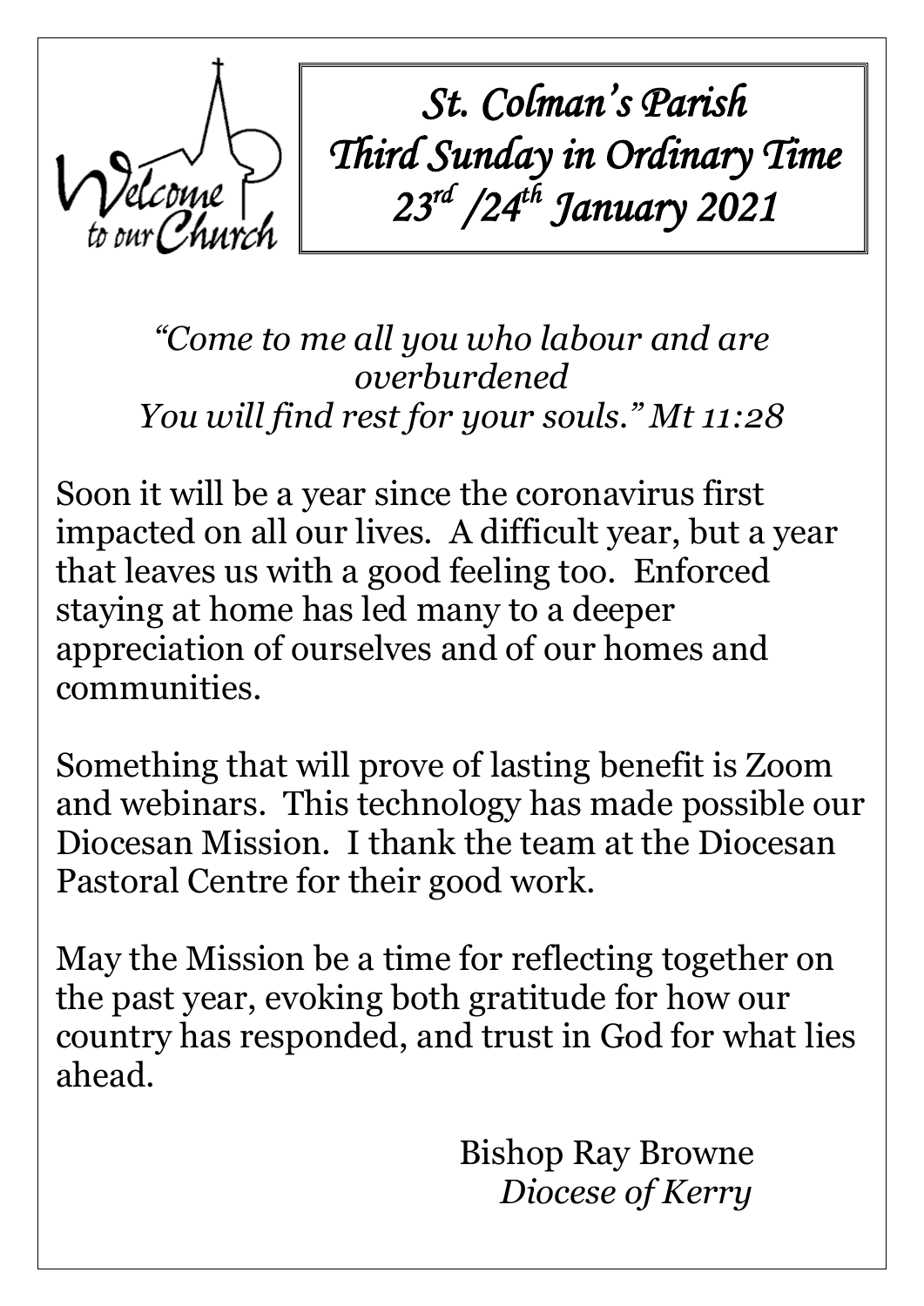# *St. Colman's Parish*
# *Third Sunday in Ordinary Time*
# *23rd /24th January 2021*

*"Come to me all you who labour and are overburdened*
*You will find rest for your souls." Mt 11:28*

Soon it will be a year since the coronavirus first impacted on all our lives. A difficult year, but a year that leaves us with a good feeling too. Enforced staying at home has led many to a deeper appreciation of ourselves and of our homes and communities.

Something that will prove of lasting benefit is Zoom and webinars. This technology has made possible our Diocesan Mission. I thank the team at the Diocesan Pastoral Centre for their good work.

May the Mission be a time for reflecting together on the past year, evoking both gratitude for how our country has responded, and trust in God for what lies ahead.

Bishop Ray Browne
*Diocese of Kerry*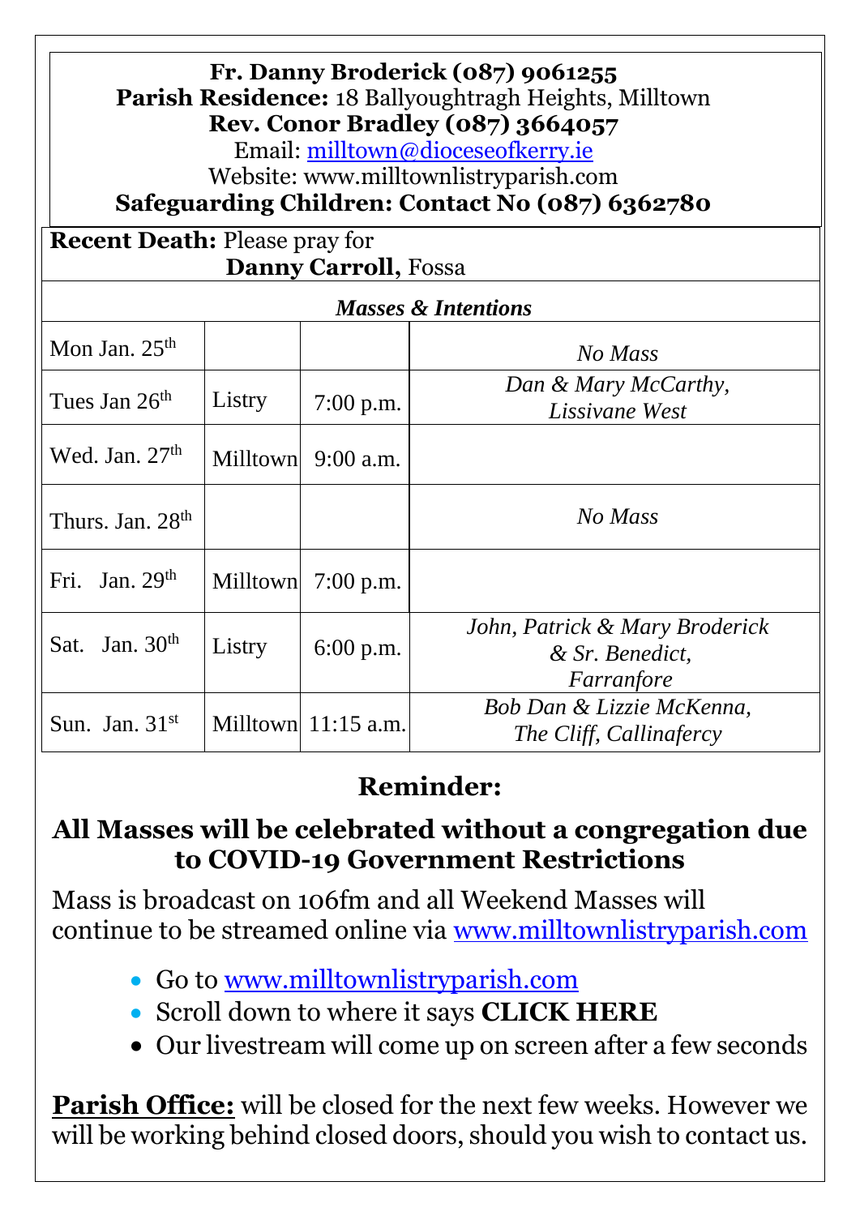**Fr. Danny Broderick (087) 9061255**
**Parish Residence:** 18 Ballyoughtragh Heights, Milltown
**Rev. Conor Bradley (087) 3664057**
Email: milltown@dioceseofkerry.ie
Website: www.milltownlistryparish.com
**Safeguarding Children: Contact No (087) 6362780**

**Recent Death:** Please pray for
**Danny Carroll,** Fossa

| *Masses & Intentions* | | | |
|---|---|---|---|
| Mon Jan. 25th | | | *No Mass* |
| Tues Jan 26th | Listry | 7:00 p.m. | *Dan & Mary McCarthy, Lissivane West* |
| Wed. Jan. 27th | Milltown | 9:00 a.m. | |
| Thurs. Jan. 28th | | | *No Mass* |
| Fri. Jan. 29th | Milltown | 7:00 p.m. | |
| Sat. Jan. 30th | Listry | 6:00 p.m. | *John, Patrick & Mary Broderick & Sr. Benedict, Farranfore* |
| Sun. Jan. 31st | Milltown | 11:15 a.m. | *Bob Dan & Lizzie McKenna, The Cliff, Callinafercy* |

## Reminder:

## All Masses will be celebrated without a congregation due to COVID-19 Government Restrictions

Mass is broadcast on 106fm and all Weekend Masses will continue to be streamed online via www.milltownlistryparish.com

- Go to www.milltownlistryparish.com
- Scroll down to where it says **CLICK HERE**
- Our livestream will come up on screen after a few seconds

**Parish Office:** will be closed for the next few weeks. However we will be working behind closed doors, should you wish to contact us.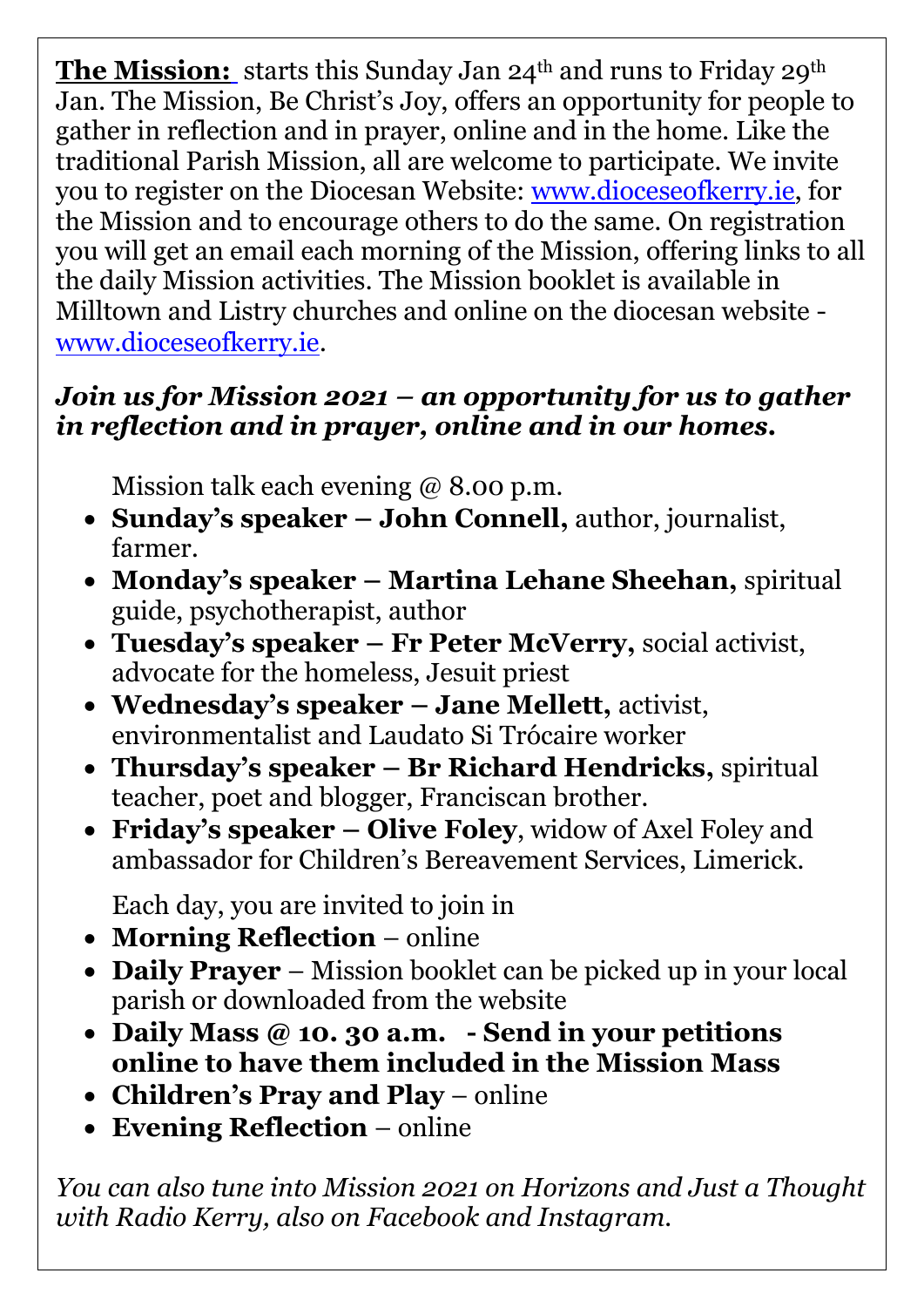**<u>The Mission:</u>** starts this Sunday Jan 24th and runs to Friday 29th Jan. The Mission, Be Christ's Joy, offers an opportunity for people to gather in reflection and in prayer, online and in the home. Like the traditional Parish Mission, all are welcome to participate. We invite you to register on the Diocesan Website: [www.dioceseofkerry.ie](http://www.dioceseofkerry.ie), for the Mission and to encourage others to do the same. On registration you will get an email each morning of the Mission, offering links to all the daily Mission activities. The Mission booklet is available in Milltown and Listry churches and online on the diocesan website - [www.dioceseofkerry.ie](http://www.dioceseofkerry.ie).

***Join us for Mission 2021 – an opportunity for us to gather in reflection and in prayer, online and in our homes.***

Mission talk each evening @ 8.00 p.m.

- **Sunday's speaker – John Connell,** author, journalist, farmer.
- **Monday's speaker – Martina Lehane Sheehan,** spiritual guide, psychotherapist, author
- **Tuesday's speaker – Fr Peter McVerry,** social activist, advocate for the homeless, Jesuit priest
- **Wednesday's speaker – Jane Mellett,** activist, environmentalist and Laudato Si Trócaire worker
- **Thursday's speaker – Br Richard Hendricks,** spiritual teacher, poet and blogger, Franciscan brother.
- **Friday's speaker – Olive Foley**, widow of Axel Foley and ambassador for Children's Bereavement Services, Limerick.

Each day, you are invited to join in

- **Morning Reflection** – online
- **Daily Prayer** – Mission booklet can be picked up in your local parish or downloaded from the website
- **Daily Mass @ 10. 30 a.m. - Send in your petitions online to have them included in the Mission Mass**
- **Children's Pray and Play** – online
- **Evening Reflection** – online

*You can also tune into Mission 2021 on Horizons and Just a Thought with Radio Kerry, also on Facebook and Instagram.*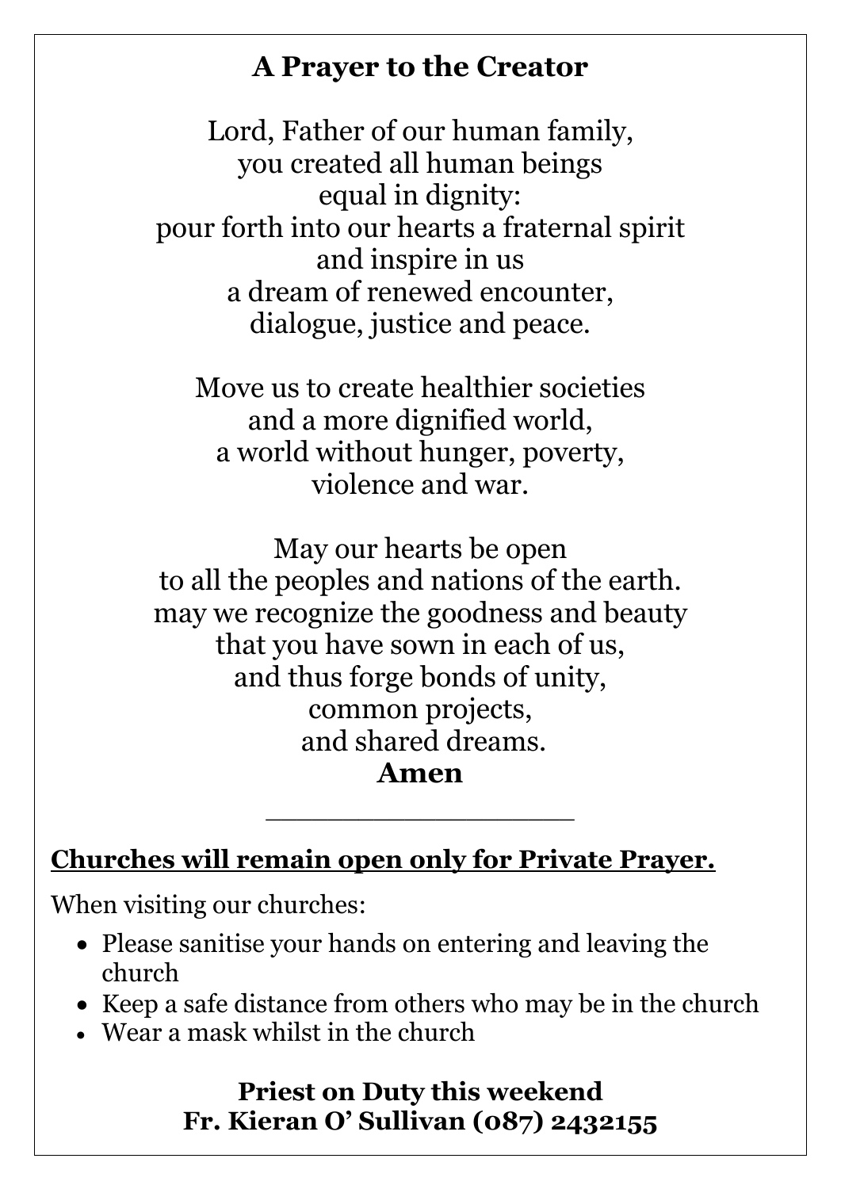# A Prayer to the Creator

Lord, Father of our human family,
you created all human beings
equal in dignity:
pour forth into our hearts a fraternal spirit
and inspire in us
a dream of renewed encounter,
dialogue, justice and peace.

Move us to create healthier societies
and a more dignified world,
a world without hunger, poverty,
violence and war.

May our hearts be open
to all the peoples and nations of the earth.
may we recognize the goodness and beauty
that you have sown in each of us,
and thus forge bonds of unity,
common projects,
and shared dreams.
**Amen**

---

**<u>Churches will remain open only for Private Prayer.</u>**

When visiting our churches:

- Please sanitise your hands on entering and leaving the church
- Keep a safe distance from others who may be in the church
- Wear a mask whilst in the church

**Priest on Duty this weekend**
**Fr. Kieran O' Sullivan (087) 2432155**